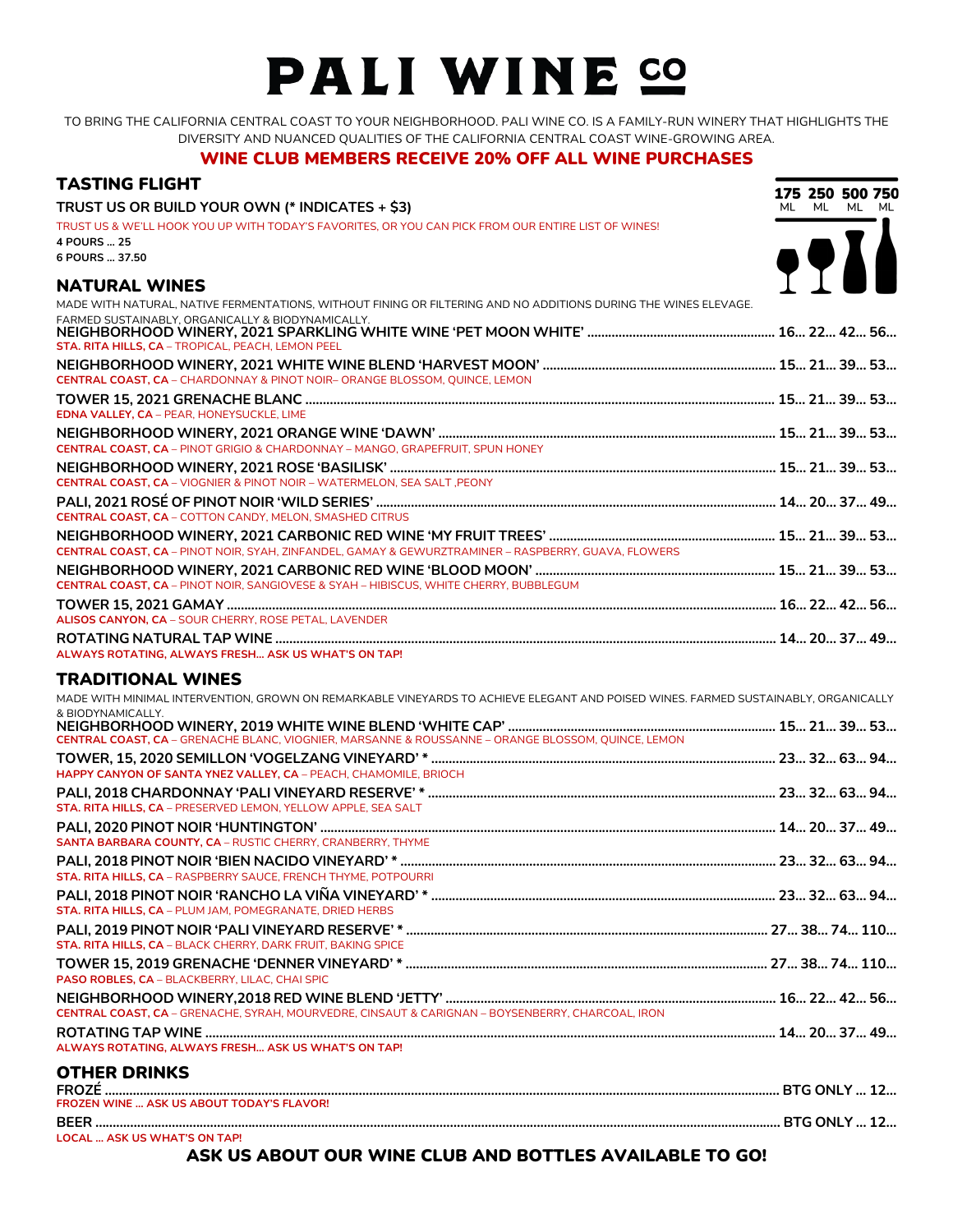# PALI WINE CO

TO BRING THE CALIFORNIA CENTRAL COAST TO YOUR NEIGHBORHOOD. PALI WINE CO. IS A FAMILY-RUN WINERY THAT HIGHLIGHTS THE DIVERSITY AND NUANCED QUALITIES OF THE CALIFORNIA CENTRAL COAST WINE-GROWING AREA.

**WINE CLUB MEMBERS RECEIVE 20% OFF ALL WINE PURCHASES**

## TASTING FLIGHT

**TRUST US OR BUILD YOUR OWN (* INDICATES + $3)**

TRUST US & WE'LL HOOK YOU UP WITH TODAY'S FAVORITES, OR YOU CAN PICK FROM OUR ENTIRE LIST OF WINES!

**4 POURS ... 25**
**6 POURS ... 37.50**

175 ML · 250 ML · 500 ML · 750 ML

## NATURAL WINES

MADE WITH NATURAL, NATIVE FERMENTATIONS, WITHOUT FINING OR FILTERING AND NO ADDITIONS DURING THE WINES ELEVAGE. FARMED SUSTAINABLY, ORGANICALLY & BIODYNAMICALLY.

**NEIGHBORHOOD WINERY, 2021 SPARKLING WHITE WINE 'PET MOON WHITE'** ... 16... 22... 42... 56...
STA. RITA HILLS, CA – TROPICAL, PEACH, LEMON PEEL

**NEIGHBORHOOD WINERY, 2021 WHITE WINE BLEND 'HARVEST MOON'** ... 15... 21... 39... 53...
CENTRAL COAST, CA – CHARDONNAY & PINOT NOIR– ORANGE BLOSSOM, QUINCE, LEMON

**TOWER 15, 2021 GRENACHE BLANC** ... 15... 21... 39... 53...
EDNA VALLEY, CA – PEAR, HONEYSUCKLE, LIME

**NEIGHBORHOOD WINERY, 2021 ORANGE WINE 'DAWN'** ... 15... 21... 39... 53...
CENTRAL COAST, CA – PINOT GRIGIO & CHARDONNAY – MANGO, GRAPEFRUIT, SPUN HONEY

**NEIGHBORHOOD WINERY, 2021 ROSE 'BASILISK'** ... 15... 21... 39... 53...
CENTRAL COAST, CA – VIOGNIER & PINOT NOIR – WATERMELON, SEA SALT ,PEONY

**PALI, 2021 ROSÉ OF PINOT NOIR 'WILD SERIES'** ... 14... 20... 37... 49...
CENTRAL COAST, CA – COTTON CANDY, MELON, SMASHED CITRUS

**NEIGHBORHOOD WINERY, 2021 CARBONIC RED WINE 'MY FRUIT TREES'** ... 15... 21... 39... 53...
CENTRAL COAST, CA – PINOT NOIR, SYAH, ZINFANDEL, GAMAY & GEWURZTRAMINER – RASPBERRY, GUAVA, FLOWERS

**NEIGHBORHOOD WINERY, 2021 CARBONIC RED WINE 'BLOOD MOON'** ... 15... 21... 39... 53...
CENTRAL COAST, CA – PINOT NOIR, SANGIOVESE & SYAH – HIBISCUS, WHITE CHERRY, BUBBLEGUM

**TOWER 15, 2021 GAMAY** ... 16... 22... 42... 56...
ALISOS CANYON, CA – SOUR CHERRY, ROSE PETAL, LAVENDER

**ROTATING NATURAL TAP WINE** ... 14... 20... 37... 49...
ALWAYS ROTATING, ALWAYS FRESH... ASK US WHAT'S ON TAP!

## TRADITIONAL WINES

MADE WITH MINIMAL INTERVENTION, GROWN ON REMARKABLE VINEYARDS TO ACHIEVE ELEGANT AND POISED WINES. FARMED SUSTAINABLY, ORGANICALLY & BIODYNAMICALLY.

**NEIGHBORHOOD WINERY, 2019 WHITE WINE BLEND 'WHITE CAP'** ... 15... 21... 39... 53...
CENTRAL COAST, CA – GRENACHE BLANC, VIOGNIER, MARSANNE & ROUSSANNE – ORANGE BLOSSOM, QUINCE, LEMON

**TOWER, 15, 2020 SEMILLON 'VOGELZANG VINEYARD' *** ... 23... 32... 63... 94...
HAPPY CANYON OF SANTA YNEZ VALLEY, CA – PEACH, CHAMOMILE, BRIOCH

**PALI, 2018 CHARDONNAY 'PALI VINEYARD RESERVE' *** ... 23... 32... 63... 94...
STA. RITA HILLS, CA – PRESERVED LEMON, YELLOW APPLE, SEA SALT

**PALI, 2020 PINOT NOIR 'HUNTINGTON'** ... 14... 20... 37... 49...
SANTA BARBARA COUNTY, CA – RUSTIC CHERRY, CRANBERRY, THYME

**PALI, 2018 PINOT NOIR 'BIEN NACIDO VINEYARD' *** ... 23... 32... 63... 94...
STA. RITA HILLS, CA – RASPBERRY SAUCE, FRENCH THYME, POTPOURRI

**PALI, 2018 PINOT NOIR 'RANCHO LA VIÑA VINEYARD' *** ... 23... 32... 63... 94...
STA. RITA HILLS, CA – PLUM JAM, POMEGRANATE, DRIED HERBS

**PALI, 2019 PINOT NOIR 'PALI VINEYARD RESERVE' *** ... 27... 38... 74... 110...
STA. RITA HILLS, CA – BLACK CHERRY, DARK FRUIT, BAKING SPICE

**TOWER 15, 2019 GRENACHE 'DENNER VINEYARD' *** ... 27... 38... 74... 110...
PASO ROBLES, CA – BLACKBERRY, LILAC, CHAI SPIC

**NEIGHBORHOOD WINERY,2018 RED WINE BLEND 'JETTY'** ... 16... 22... 42... 56...
CENTRAL COAST, CA – GRENACHE, SYRAH, MOURVEDRE, CINSAUT & CARIGNAN – BOYSENBERRY, CHARCOAL, IRON

**ROTATING TAP WINE** ... 14... 20... 37... 49...
ALWAYS ROTATING, ALWAYS FRESH... ASK US WHAT'S ON TAP!

## OTHER DRINKS

**FROZÉ** ... BTG ONLY ... 12...
FROZEN WINE ... ASK US ABOUT TODAY'S FLAVOR!

**BEER** ... BTG ONLY ... 12...
LOCAL ... ASK US WHAT'S ON TAP!

**ASK US ABOUT OUR WINE CLUB AND BOTTLES AVAILABLE TO GO!**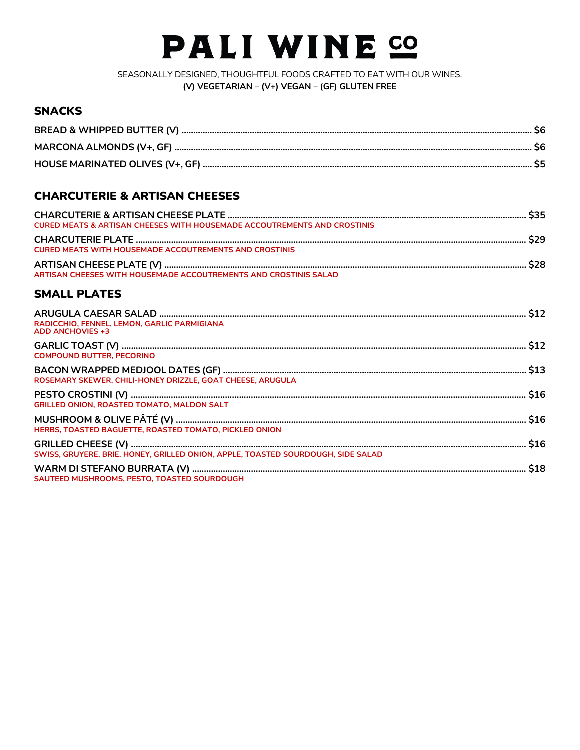# PALI WINE CO

SEASONALLY DESIGNED, THOUGHTFUL FOODS CRAFTED TO EAT WITH OUR WINES.

**(V) VEGETARIAN – (V+) VEGAN – (GF) GLUTEN FREE**

## SNACKS

**BREAD & WHIPPED BUTTER (V)** ........ **$6**

**MARCONA ALMONDS (V+, GF)** ........ **$6**

**HOUSE MARINATED OLIVES (V+, GF)** ........ **$5**

## CHARCUTERIE & ARTISAN CHEESES

**CHARCUTERIE & ARTISAN CHEESE PLATE** ........ **$35**
CURED MEATS & ARTISAN CHEESES WITH HOUSEMADE ACCOUTREMENTS AND CROSTINIS

**CHARCUTERIE PLATE** ........ **$29**
CURED MEATS WITH HOUSEMADE ACCOUTREMENTS AND CROSTINIS

**ARTISAN CHEESE PLATE (V)** ........ **$28**
ARTISAN CHEESES WITH HOUSEMADE ACCOUTREMENTS AND CROSTINIS SALAD

## SMALL PLATES

**ARUGULA CAESAR SALAD** ........ **$12**
RADICCHIO, FENNEL, LEMON, GARLIC PARMIGIANA
ADD ANCHOVIES +3

**GARLIC TOAST (V)** ........ **$12**
COMPOUND BUTTER, PECORINO

**BACON WRAPPED MEDJOOL DATES (GF)** ........ **$13**
ROSEMARY SKEWER, CHILI-HONEY DRIZZLE, GOAT CHEESE, ARUGULA

**PESTO CROSTINI (V)** ........ **$16**
GRILLED ONION, ROASTED TOMATO, MALDON SALT

**MUSHROOM & OLIVE PÂTÉ (V)** ........ **$16**
HERBS, TOASTED BAGUETTE, ROASTED TOMATO, PICKLED ONION

**GRILLED CHEESE (V)** ........ **$16**
SWISS, GRUYERE, BRIE, HONEY, GRILLED ONION, APPLE, TOASTED SOURDOUGH, SIDE SALAD

**WARM DI STEFANO BURRATA (V)** ........ **$18**
SAUTEED MUSHROOMS, PESTO, TOASTED SOURDOUGH